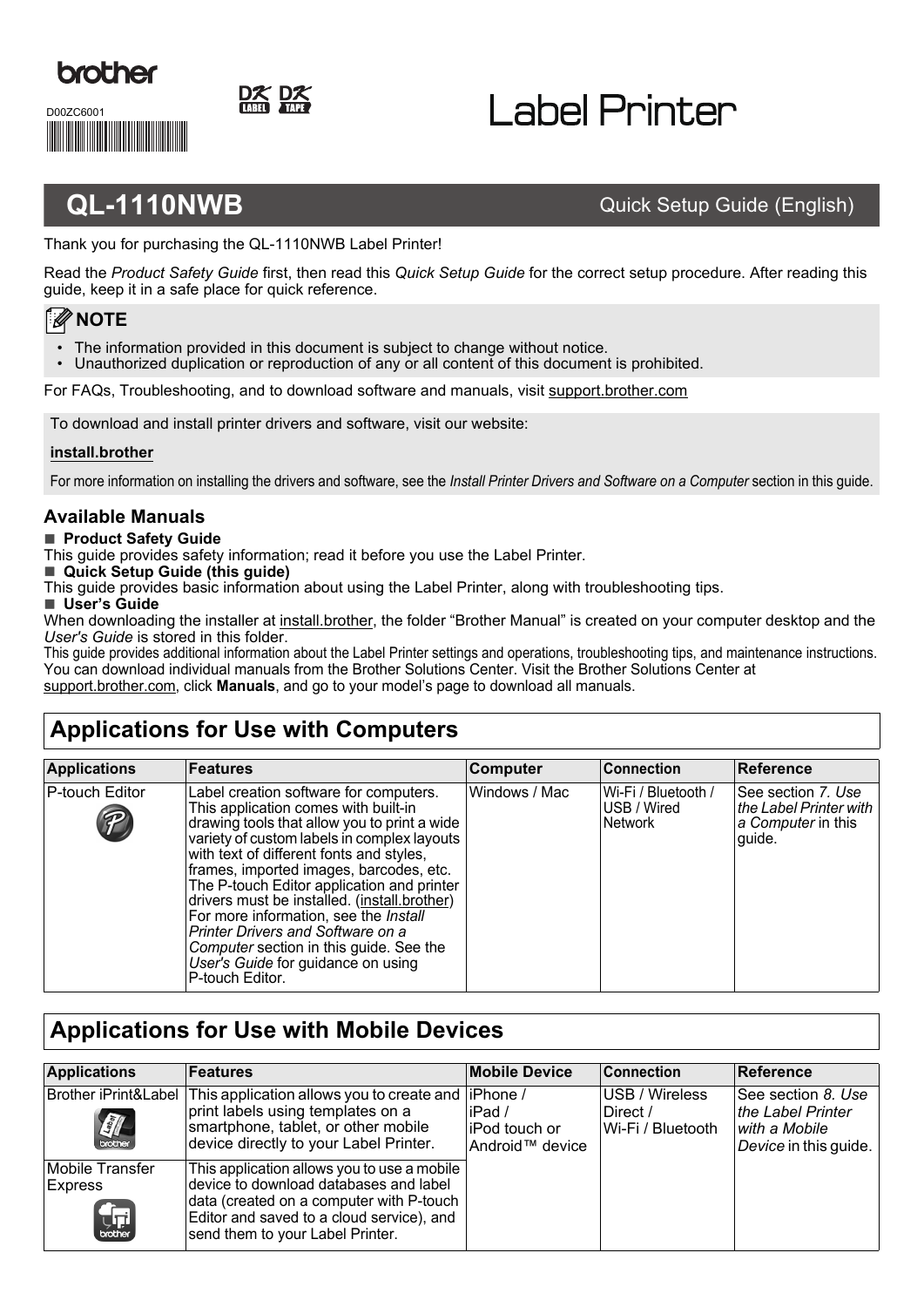brother

D00ZC6001

# Label Printer

## QL-1110NWB

Quick Setup Guide (English)

Thank you for purchasing the QL-1110NWB Label Printer!

Read the *Product Safety Guide* first, then read this *Quick Setup Guide* for the correct setup procedure. After reading this guide, keep it in a safe place for quick reference.

**NOTE**

- The information provided in this document is subject to change without notice.
- Unauthorized duplication or reproduction of any or all content of this document is prohibited.

For FAQs, Troubleshooting, and to download software and manuals, visit support.brother.com

To download and install printer drivers and software, visit our website:

**install.brother**

For more information on installing the drivers and software, see the *Install Printer Drivers and Software on a Computer* section in this guide.

### Available Manuals

■ **Product Safety Guide**
This guide provides safety information; read it before you use the Label Printer.

■ **Quick Setup Guide (this guide)**
This guide provides basic information about using the Label Printer, along with troubleshooting tips.

■ **User's Guide**
When downloading the installer at install.brother, the folder "Brother Manual" is created on your computer desktop and the *User's Guide* is stored in this folder.
This guide provides additional information about the Label Printer settings and operations, troubleshooting tips, and maintenance instructions.
You can download individual manuals from the Brother Solutions Center. Visit the Brother Solutions Center at support.brother.com, click **Manuals**, and go to your model's page to download all manuals.

## Applications for Use with Computers

| Applications | Features | Computer | Connection | Reference |
|---|---|---|---|---|
| P-touch Editor | Label creation software for computers. This application comes with built-in drawing tools that allow you to print a wide variety of custom labels in complex layouts with text of different fonts and styles, frames, imported images, barcodes, etc. The P-touch Editor application and printer drivers must be installed. (install.brother) For more information, see the *Install Printer Drivers and Software on a Computer* section in this guide. See the *User's Guide* for guidance on using P-touch Editor. | Windows / Mac | Wi-Fi / Bluetooth / USB / Wired Network | See section *7. Use the Label Printer with a Computer* in this guide. |

## Applications for Use with Mobile Devices

| Applications | Features | Mobile Device | Connection | Reference |
|---|---|---|---|---|
| Brother iPrint&Label | This application allows you to create and print labels using templates on a smartphone, tablet, or other mobile device directly to your Label Printer. | iPhone / iPad / iPod touch or Android™ device | USB / Wireless Direct / Wi-Fi / Bluetooth | See section *8. Use the Label Printer with a Mobile Device* in this guide. |
| Mobile Transfer Express | This application allows you to use a mobile device to download databases and label data (created on a computer with P-touch Editor and saved to a cloud service), and send them to your Label Printer. | | | |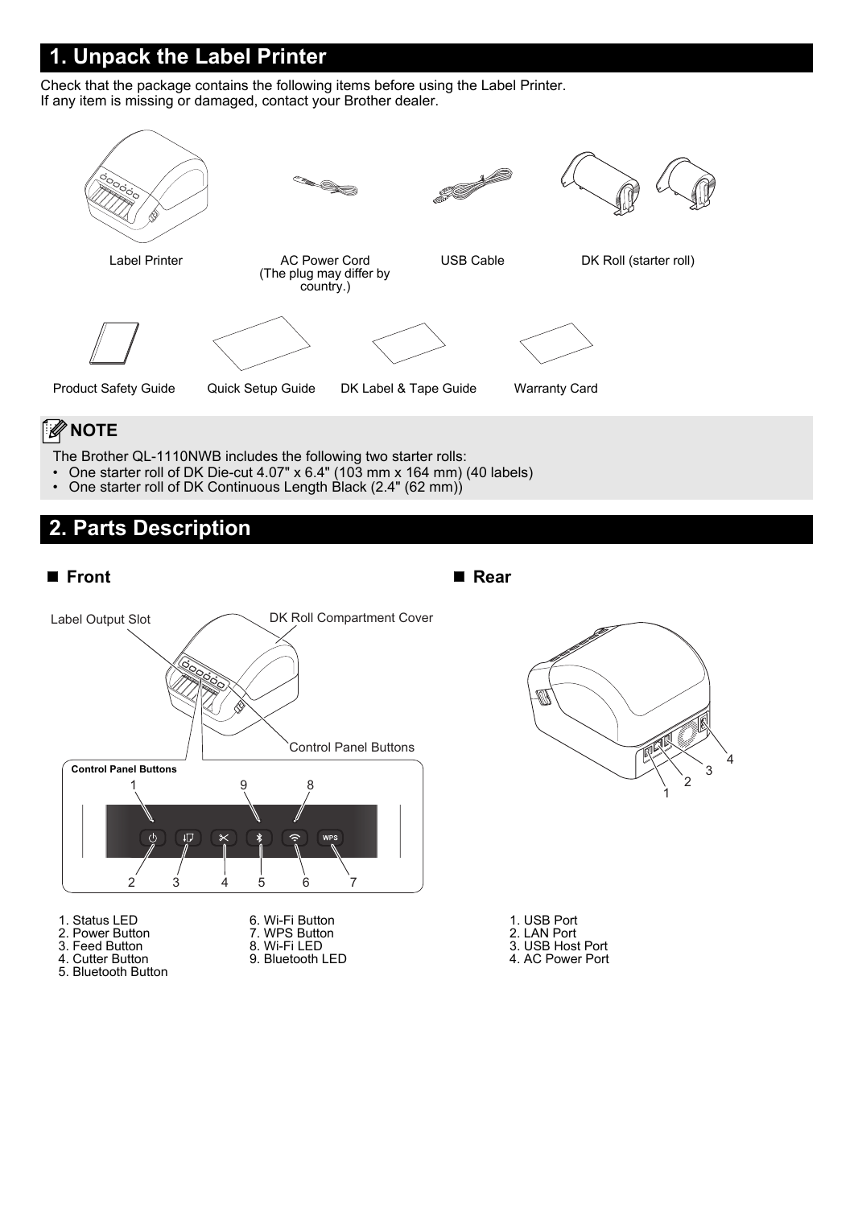## 1. Unpack the Label Printer

Check that the package contains the following items before using the Label Printer.
If any item is missing or damaged, contact your Brother dealer.

Label Printer

AC Power Cord
(The plug may differ by country.)

USB Cable

DK Roll (starter roll)

Product Safety Guide

Quick Setup Guide

DK Label & Tape Guide

Warranty Card

**NOTE**

The Brother QL-1110NWB includes the following two starter rolls:

- One starter roll of DK Die-cut 4.07" x 6.4" (103 mm x 164 mm) (40 labels)
- One starter roll of DK Continuous Length Black (2.4" (62 mm))

## 2. Parts Description

### Front

Label Output Slot

DK Roll Compartment Cover

Control Panel Buttons

**Control Panel Buttons**

1. Status LED
2. Power Button
3. Feed Button
4. Cutter Button
5. Bluetooth Button
6. Wi-Fi Button
7. WPS Button
8. Wi-Fi LED
9. Bluetooth LED

### Rear

1. USB Port
2. LAN Port
3. USB Host Port
4. AC Power Port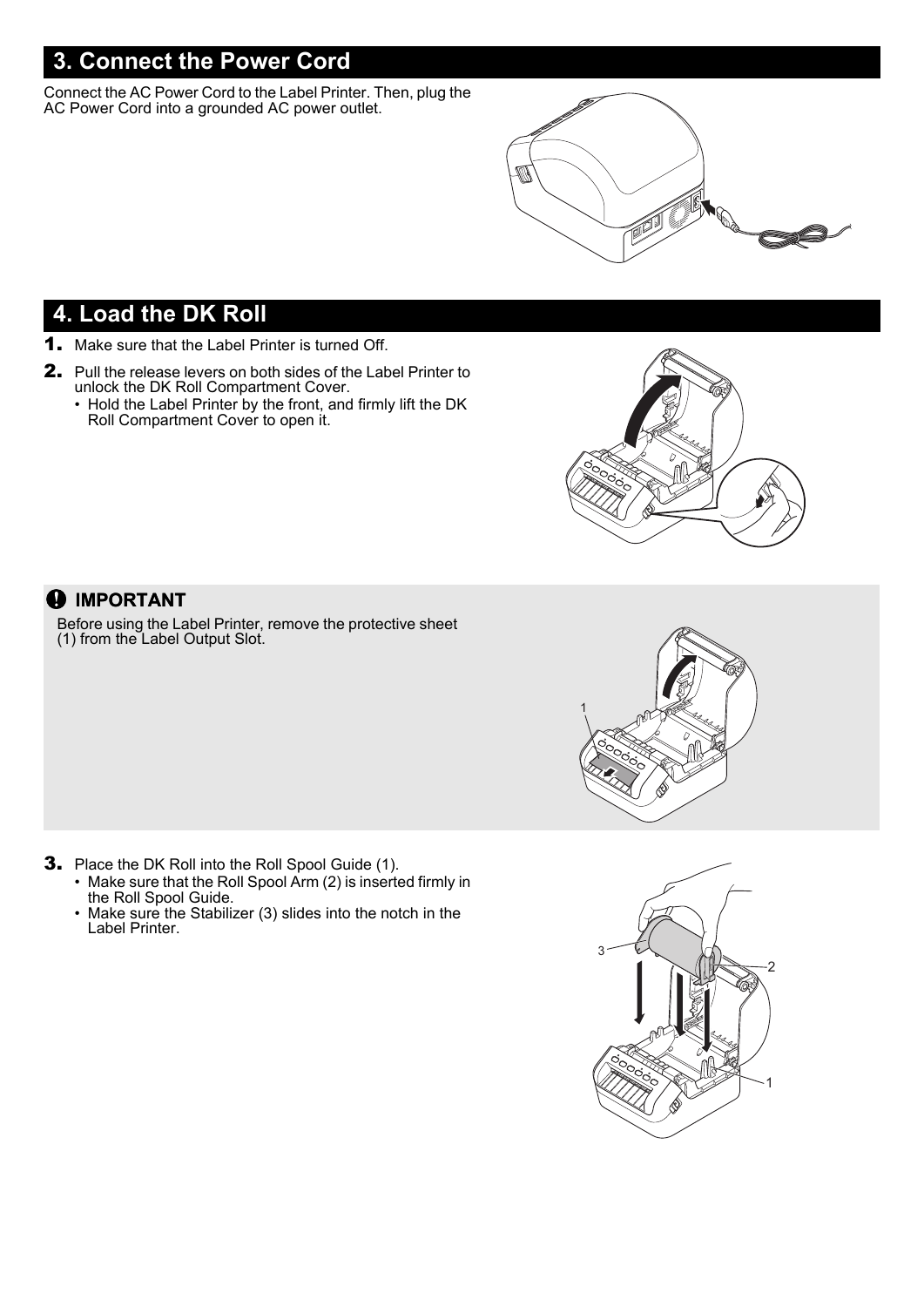## 3. Connect the Power Cord

Connect the AC Power Cord to the Label Printer. Then, plug the AC Power Cord into a grounded AC power outlet.

## 4. Load the DK Roll

1. Make sure that the Label Printer is turned Off.
2. Pull the release levers on both sides of the Label Printer to unlock the DK Roll Compartment Cover.
   - Hold the Label Printer by the front, and firmly lift the DK Roll Compartment Cover to open it.

> **IMPORTANT**
>
> Before using the Label Printer, remove the protective sheet (1) from the Label Output Slot.

3. Place the DK Roll into the Roll Spool Guide (1).
   - Make sure that the Roll Spool Arm (2) is inserted firmly in the Roll Spool Guide.
   - Make sure the Stabilizer (3) slides into the notch in the Label Printer.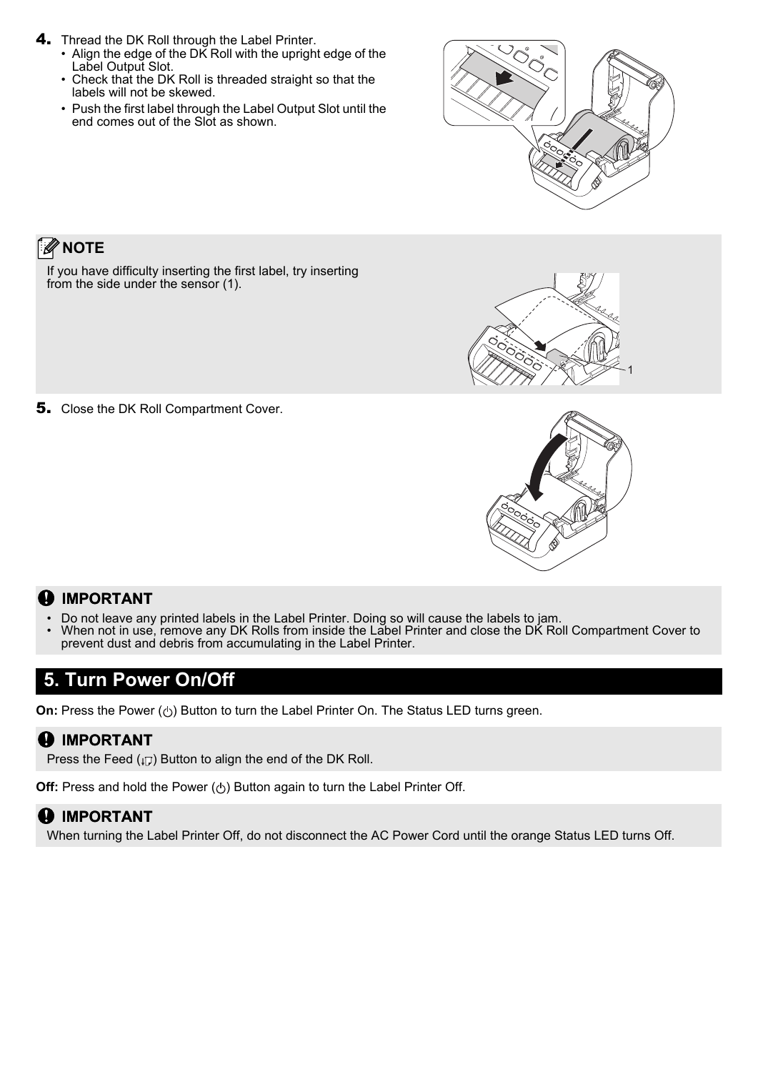4. Thread the DK Roll through the Label Printer.
   - Align the edge of the DK Roll with the upright edge of the Label Output Slot.
   - Check that the DK Roll is threaded straight so that the labels will not be skewed.
   - Push the first label through the Label Output Slot until the end comes out of the Slot as shown.

**NOTE**

If you have difficulty inserting the first label, try inserting from the side under the sensor (1).

5. Close the DK Roll Compartment Cover.

**IMPORTANT**

- Do not leave any printed labels in the Label Printer. Doing so will cause the labels to jam.
- When not in use, remove any DK Rolls from inside the Label Printer and close the DK Roll Compartment Cover to prevent dust and debris from accumulating in the Label Printer.

## 5. Turn Power On/Off

**On:** Press the Power (⏻) Button to turn the Label Printer On. The Status LED turns green.

**IMPORTANT**

Press the Feed (↓□) Button to align the end of the DK Roll.

**Off:** Press and hold the Power (⏻) Button again to turn the Label Printer Off.

**IMPORTANT**

When turning the Label Printer Off, do not disconnect the AC Power Cord until the orange Status LED turns Off.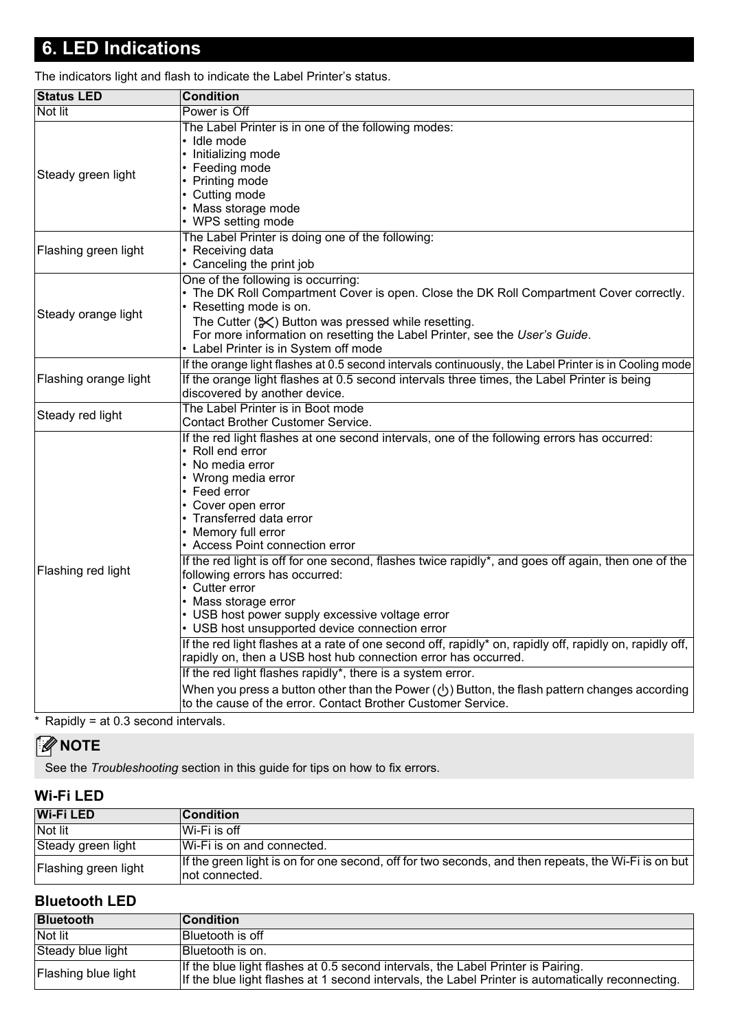# 6. LED Indications

The indicators light and flash to indicate the Label Printer's status.

| Status LED | Condition |
|---|---|
| Not lit | Power is Off |
| Steady green light | The Label Printer is in one of the following modes:<br>• Idle mode<br>• Initializing mode<br>• Feeding mode<br>• Printing mode<br>• Cutting mode<br>• Mass storage mode<br>• WPS setting mode |
| Flashing green light | The Label Printer is doing one of the following:<br>• Receiving data<br>• Canceling the print job |
| Steady orange light | One of the following is occurring:<br>• The DK Roll Compartment Cover is open. Close the DK Roll Compartment Cover correctly.<br>• Resetting mode is on.<br>The Cutter (✂) Button was pressed while resetting.<br>For more information on resetting the Label Printer, see the *User's Guide*.<br>• Label Printer is in System off mode |
| Flashing orange light | If the orange light flashes at 0.5 second intervals continuously, the Label Printer is in Cooling mode |
| | If the orange light flashes at 0.5 second intervals three times, the Label Printer is being discovered by another device. |
| Steady red light | The Label Printer is in Boot mode<br>Contact Brother Customer Service. |
| Flashing red light | If the red light flashes at one second intervals, one of the following errors has occurred:<br>• Roll end error<br>• No media error<br>• Wrong media error<br>• Feed error<br>• Cover open error<br>• Transferred data error<br>• Memory full error<br>• Access Point connection error |
| | If the red light is off for one second, flashes twice rapidly*, and goes off again, then one of the following errors has occurred:<br>• Cutter error<br>• Mass storage error<br>• USB host power supply excessive voltage error<br>• USB host unsupported device connection error |
| | If the red light flashes at a rate of one second off, rapidly* on, rapidly off, rapidly on, rapidly off, rapidly on, then a USB host hub connection error has occurred. |
| | If the red light flashes rapidly*, there is a system error.<br>When you press a button other than the Power (⏻) Button, the flash pattern changes according to the cause of the error. Contact Brother Customer Service. |

\* Rapidly = at 0.3 second intervals.

**NOTE**

See the *Troubleshooting* section in this guide for tips on how to fix errors.

### Wi-Fi LED

| Wi-Fi LED | Condition |
|---|---|
| Not lit | Wi-Fi is off |
| Steady green light | Wi-Fi is on and connected. |
| Flashing green light | If the green light is on for one second, off for two seconds, and then repeats, the Wi-Fi is on but not connected. |

### Bluetooth LED

| Bluetooth | Condition |
|---|---|
| Not lit | Bluetooth is off |
| Steady blue light | Bluetooth is on. |
| Flashing blue light | If the blue light flashes at 0.5 second intervals, the Label Printer is Pairing.<br>If the blue light flashes at 1 second intervals, the Label Printer is automatically reconnecting. |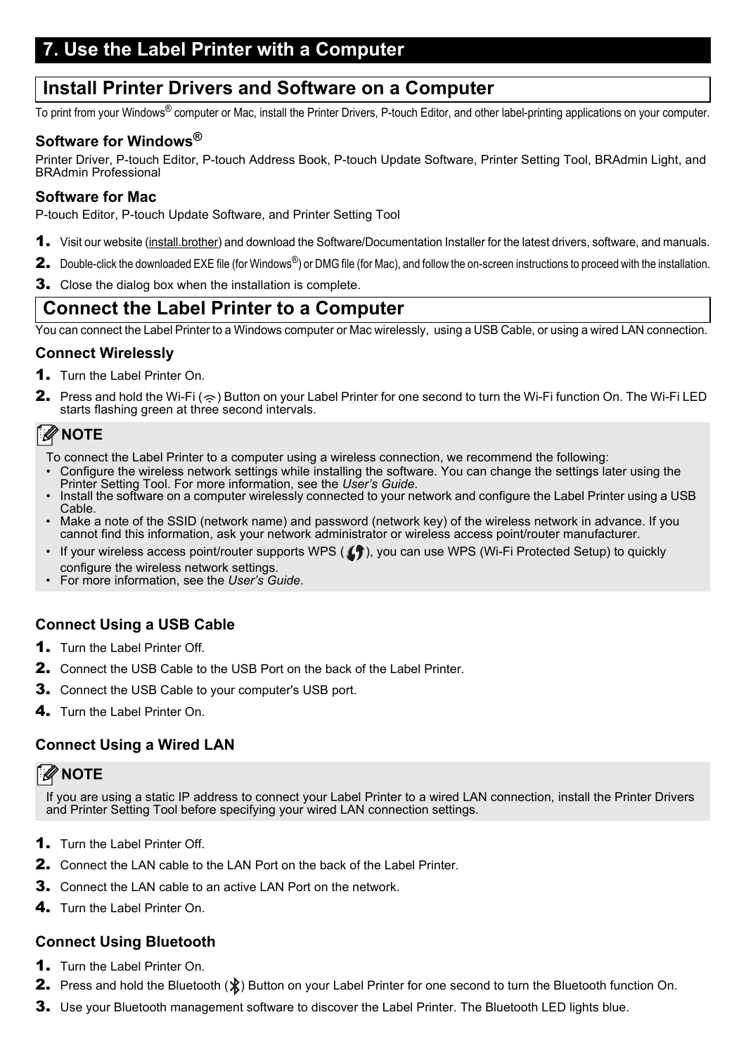# 7. Use the Label Printer with a Computer

## Install Printer Drivers and Software on a Computer

To print from your Windows® computer or Mac, install the Printer Drivers, P-touch Editor, and other label-printing applications on your computer.

### Software for Windows®

Printer Driver, P-touch Editor, P-touch Address Book, P-touch Update Software, Printer Setting Tool, BRAdmin Light, and BRAdmin Professional

### Software for Mac

P-touch Editor, P-touch Update Software, and Printer Setting Tool

1. Visit our website (install.brother) and download the Software/Documentation Installer for the latest drivers, software, and manuals.
2. Double-click the downloaded EXE file (for Windows®) or DMG file (for Mac), and follow the on-screen instructions to proceed with the installation.
3. Close the dialog box when the installation is complete.

## Connect the Label Printer to a Computer

You can connect the Label Printer to a Windows computer or Mac wirelessly, using a USB Cable, or using a wired LAN connection.

### Connect Wirelessly

1. Turn the Label Printer On.
2. Press and hold the Wi-Fi ( ) Button on your Label Printer for one second to turn the Wi-Fi function On. The Wi-Fi LED starts flashing green at three second intervals.

**NOTE**

To connect the Label Printer to a computer using a wireless connection, we recommend the following:

- Configure the wireless network settings while installing the software. You can change the settings later using the Printer Setting Tool. For more information, see the *User's Guide*.
- Install the software on a computer wirelessly connected to your network and configure the Label Printer using a USB Cable.
- Make a note of the SSID (network name) and password (network key) of the wireless network in advance. If you cannot find this information, ask your network administrator or wireless access point/router manufacturer.
- If your wireless access point/router supports WPS ( ), you can use WPS (Wi-Fi Protected Setup) to quickly configure the wireless network settings.
- For more information, see the *User's Guide*.

### Connect Using a USB Cable

1. Turn the Label Printer Off.
2. Connect the USB Cable to the USB Port on the back of the Label Printer.
3. Connect the USB Cable to your computer's USB port.
4. Turn the Label Printer On.

### Connect Using a Wired LAN

**NOTE**

If you are using a static IP address to connect your Label Printer to a wired LAN connection, install the Printer Drivers and Printer Setting Tool before specifying your wired LAN connection settings.

1. Turn the Label Printer Off.
2. Connect the LAN cable to the LAN Port on the back of the Label Printer.
3. Connect the LAN cable to an active LAN Port on the network.
4. Turn the Label Printer On.

### Connect Using Bluetooth

1. Turn the Label Printer On.
2. Press and hold the Bluetooth ( ) Button on your Label Printer for one second to turn the Bluetooth function On.
3. Use your Bluetooth management software to discover the Label Printer. The Bluetooth LED lights blue.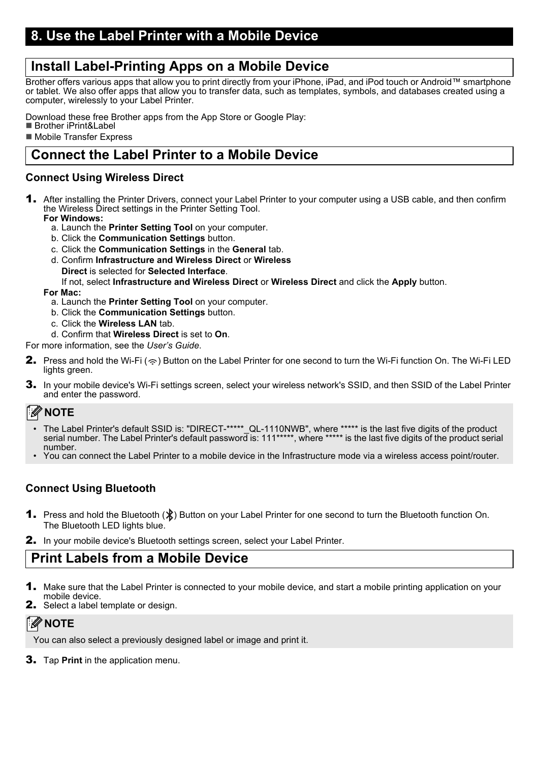# 8. Use the Label Printer with a Mobile Device

## Install Label-Printing Apps on a Mobile Device

Brother offers various apps that allow you to print directly from your iPhone, iPad, and iPod touch or Android™ smartphone or tablet. We also offer apps that allow you to transfer data, such as templates, symbols, and databases created using a computer, wirelessly to your Label Printer.

Download these free Brother apps from the App Store or Google Play:

- Brother iPrint&Label
- Mobile Transfer Express

## Connect the Label Printer to a Mobile Device

### Connect Using Wireless Direct

1. After installing the Printer Drivers, connect your Label Printer to your computer using a USB cable, and then confirm the Wireless Direct settings in the Printer Setting Tool.
   **For Windows:**
   a. Launch the **Printer Setting Tool** on your computer.
   b. Click the **Communication Settings** button.
   c. Click the **Communication Settings** in the **General** tab.
   d. Confirm **Infrastructure and Wireless Direct** or **Wireless Direct** is selected for **Selected Interface**.
   If not, select **Infrastructure and Wireless Direct** or **Wireless Direct** and click the **Apply** button.
   **For Mac:**
   a. Launch the **Printer Setting Tool** on your computer.
   b. Click the **Communication Settings** button.
   c. Click the **Wireless LAN** tab.
   d. Confirm that **Wireless Direct** is set to **On**.

For more information, see the *User's Guide*.

2. Press and hold the Wi-Fi ( ) Button on the Label Printer for one second to turn the Wi-Fi function On. The Wi-Fi LED lights green.
3. In your mobile device's Wi-Fi settings screen, select your wireless network's SSID, and then SSID of the Label Printer and enter the password.

**NOTE**

- The Label Printer's default SSID is: "DIRECT-*****_QL-1110NWB", where ***** is the last five digits of the product serial number. The Label Printer's default password is: 111*****, where ***** is the last five digits of the product serial number.
- You can connect the Label Printer to a mobile device in the Infrastructure mode via a wireless access point/router.

### Connect Using Bluetooth

1. Press and hold the Bluetooth ( ) Button on your Label Printer for one second to turn the Bluetooth function On.
   The Bluetooth LED lights blue.
2. In your mobile device's Bluetooth settings screen, select your Label Printer.

## Print Labels from a Mobile Device

1. Make sure that the Label Printer is connected to your mobile device, and start a mobile printing application on your mobile device.
2. Select a label template or design.

**NOTE**

You can also select a previously designed label or image and print it.

3. Tap **Print** in the application menu.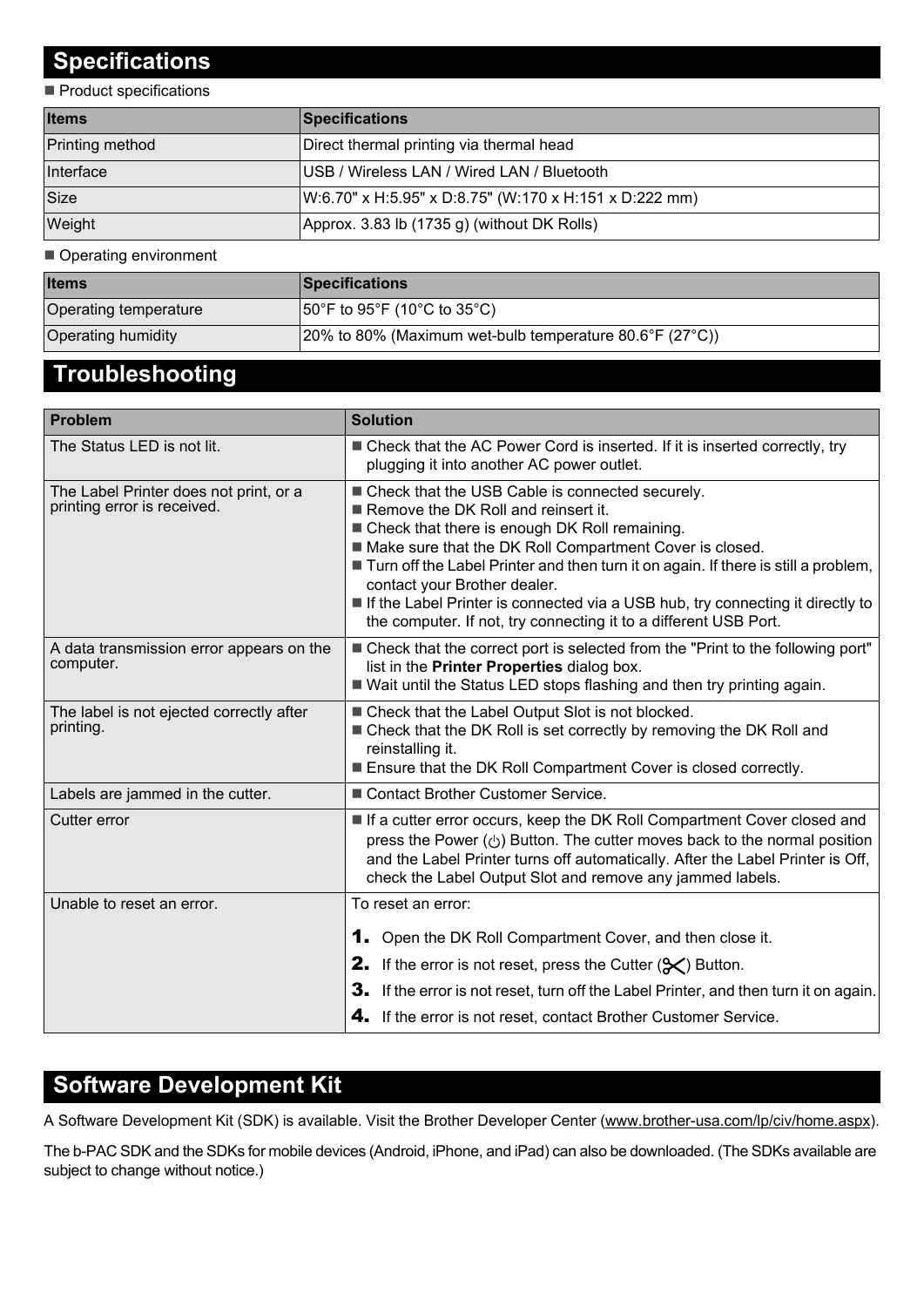## Specifications

■ Product specifications

| Items | Specifications |
|---|---|
| Printing method | Direct thermal printing via thermal head |
| Interface | USB / Wireless LAN / Wired LAN / Bluetooth |
| Size | W:6.70" x H:5.95" x D:8.75" (W:170 x H:151 x D:222 mm) |
| Weight | Approx. 3.83 lb (1735 g) (without DK Rolls) |

■ Operating environment

| Items | Specifications |
|---|---|
| Operating temperature | 50°F to 95°F (10°C to 35°C) |
| Operating humidity | 20% to 80% (Maximum wet-bulb temperature 80.6°F (27°C)) |

## Troubleshooting

| Problem | Solution |
|---|---|
| The Status LED is not lit. | ■ Check that the AC Power Cord is inserted. If it is inserted correctly, try plugging it into another AC power outlet. |
| The Label Printer does not print, or a printing error is received. | ■ Check that the USB Cable is connected securely.<br>■ Remove the DK Roll and reinsert it.<br>■ Check that there is enough DK Roll remaining.<br>■ Make sure that the DK Roll Compartment Cover is closed.<br>■ Turn off the Label Printer and then turn it on again. If there is still a problem, contact your Brother dealer.<br>■ If the Label Printer is connected via a USB hub, try connecting it directly to the computer. If not, try connecting it to a different USB Port. |
| A data transmission error appears on the computer. | ■ Check that the correct port is selected from the "Print to the following port" list in the **Printer Properties** dialog box.<br>■ Wait until the Status LED stops flashing and then try printing again. |
| The label is not ejected correctly after printing. | ■ Check that the Label Output Slot is not blocked.<br>■ Check that the DK Roll is set correctly by removing the DK Roll and reinstalling it.<br>■ Ensure that the DK Roll Compartment Cover is closed correctly. |
| Labels are jammed in the cutter. | ■ Contact Brother Customer Service. |
| Cutter error | ■ If a cutter error occurs, keep the DK Roll Compartment Cover closed and press the Power (⏻) Button. The cutter moves back to the normal position and the Label Printer turns off automatically. After the Label Printer is Off, check the Label Output Slot and remove any jammed labels. |
| Unable to reset an error. | To reset an error:<br>**1.** Open the DK Roll Compartment Cover, and then close it.<br>**2.** If the error is not reset, press the Cutter (✂) Button.<br>**3.** If the error is not reset, turn off the Label Printer, and then turn it on again.<br>**4.** If the error is not reset, contact Brother Customer Service. |

## Software Development Kit

A Software Development Kit (SDK) is available. Visit the Brother Developer Center (www.brother-usa.com/lp/civ/home.aspx).

The b-PAC SDK and the SDKs for mobile devices (Android, iPhone, and iPad) can also be downloaded. (The SDKs available are subject to change without notice.)